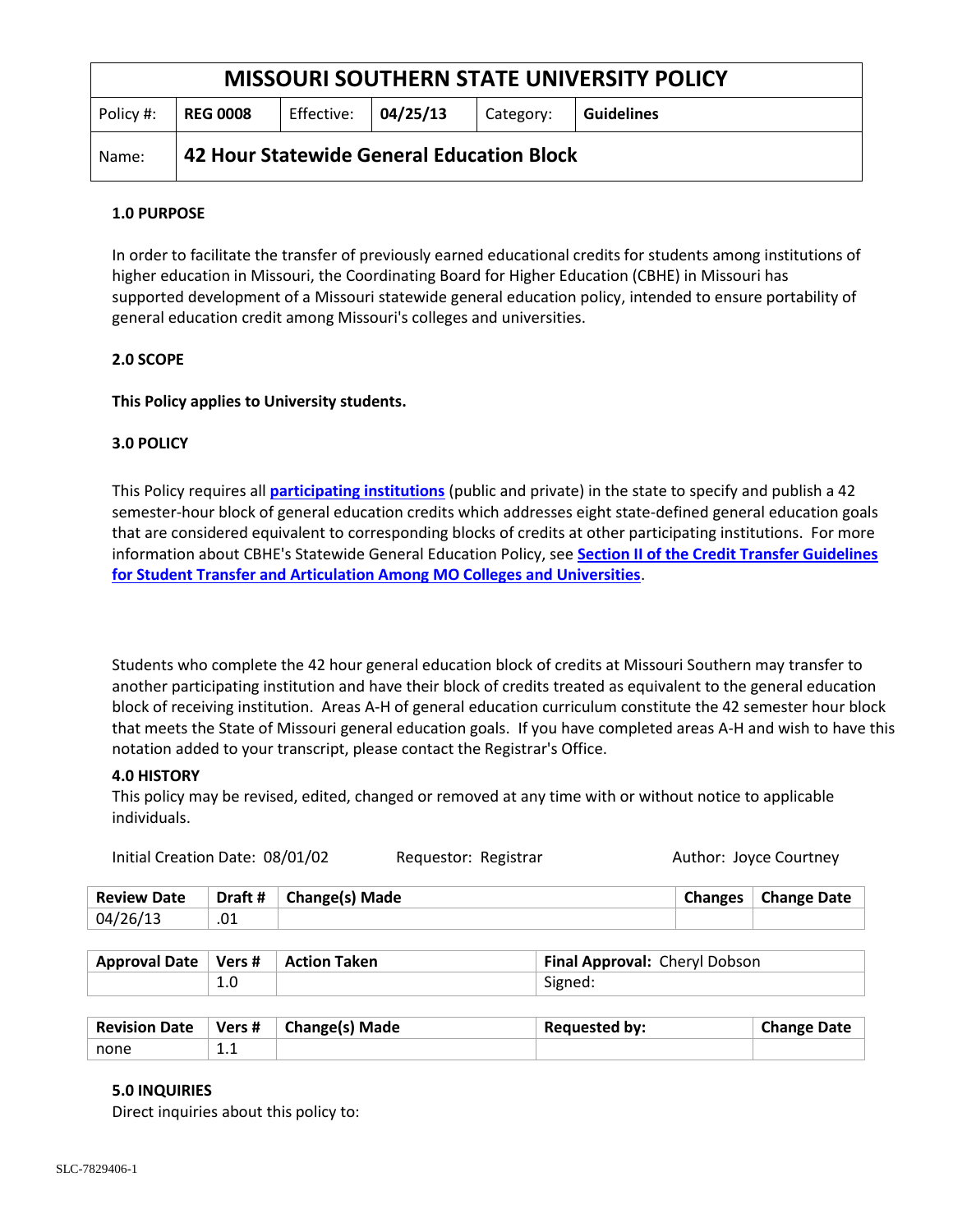# MISSOURI SOUTHERN STATE UNIVERSITY POLICY

| Policy #: | REG 0008 | Effective: | 04/25/13 | Category: | Guidelines |
|---|---|---|---|---|---|
| Name: | **42 Hour Statewide General Education Block** | | | | |

**1.0 PURPOSE**

In order to facilitate the transfer of previously earned educational credits for students among institutions of higher education in Missouri, the Coordinating Board for Higher Education (CBHE) in Missouri has supported development of a Missouri statewide general education policy, intended to ensure portability of general education credit among Missouri's colleges and universities.

**2.0 SCOPE**

**This Policy applies to University students.**

**3.0 POLICY**

This Policy requires all **participating institutions** (public and private) in the state to specify and publish a 42 semester-hour block of general education credits which addresses eight state-defined general education goals that are considered equivalent to corresponding blocks of credits at other participating institutions. For more information about CBHE's Statewide General Education Policy, see **Section II of the Credit Transfer Guidelines for Student Transfer and Articulation Among MO Colleges and Universities**.

Students who complete the 42 hour general education block of credits at Missouri Southern may transfer to another participating institution and have their block of credits treated as equivalent to the general education block of receiving institution. Areas A-H of general education curriculum constitute the 42 semester hour block that meets the State of Missouri general education goals. If you have completed areas A-H and wish to have this notation added to your transcript, please contact the Registrar's Office.

**4.0 HISTORY**

This policy may be revised, edited, changed or removed at any time with or without notice to applicable individuals.

Initial Creation Date: 08/01/02 Requestor: Registrar Author: Joyce Courtney

| Review Date | Draft # | Change(s) Made | Changes | Change Date |
|---|---|---|---|---|
| 04/26/13 | .01 | | | |

| Approval Date | Vers # | Action Taken | Final Approval: Cheryl Dobson |
|---|---|---|---|
| | 1.0 | | Signed: |

| Revision Date | Vers # | Change(s) Made | Requested by: | Change Date |
|---|---|---|---|---|
| none | 1.1 | | | |

**5.0 INQUIRIES**

Direct inquiries about this policy to:

SLC-7829406-1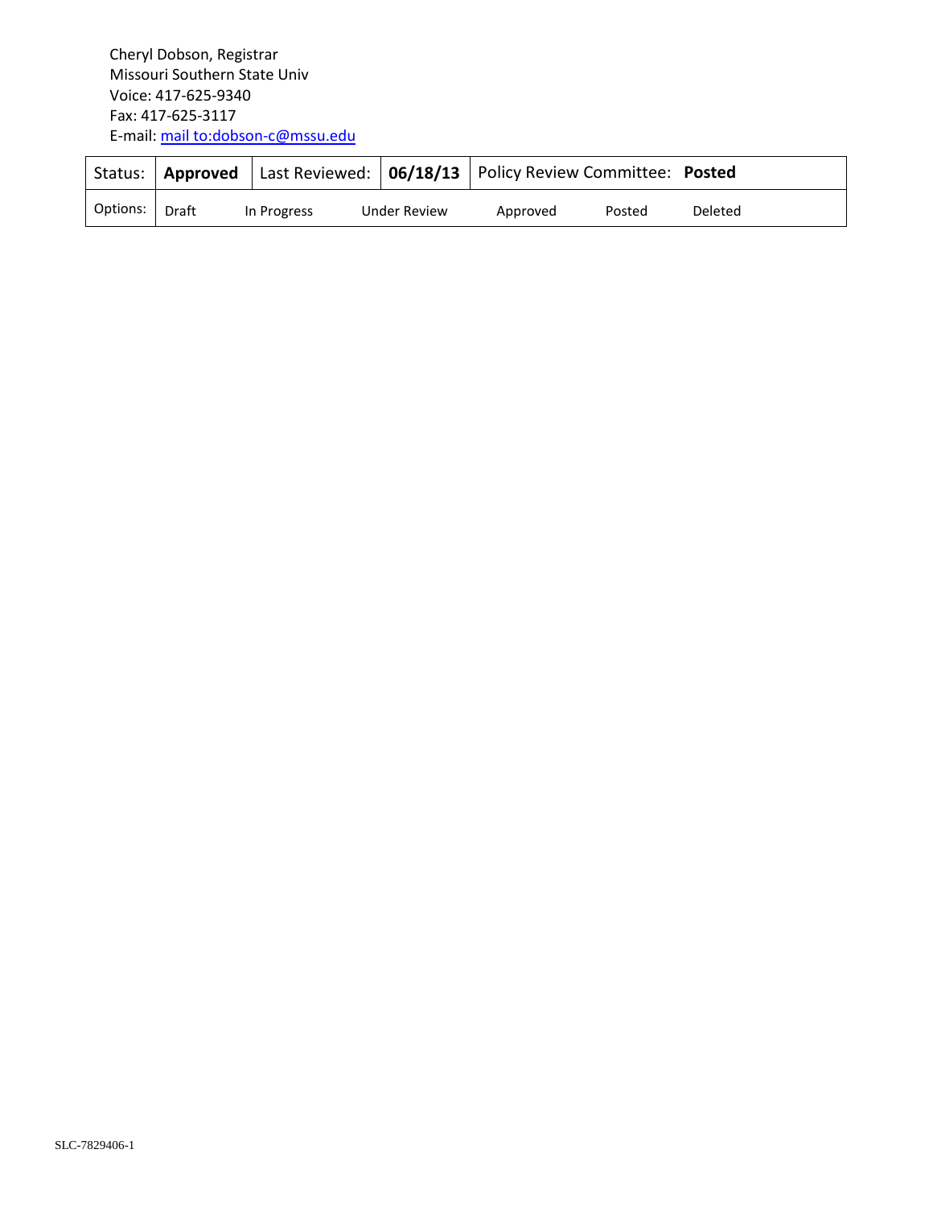Cheryl Dobson, Registrar
Missouri Southern State Univ
Voice: 417-625-9340
Fax: 417-625-3117
E-mail: [mail to:dobson-c@mssu.edu](mailto:dobson-c@mssu.edu)

| | | | | | | |
|---|---|---|---|---|---|---|
| Status: | **Approved** | Last Reviewed: | **06/18/13** | Policy Review Committee: **Posted** | | |
| Options: | Draft | In Progress | Under Review | Approved | Posted | Deleted |

SLC-7829406-1